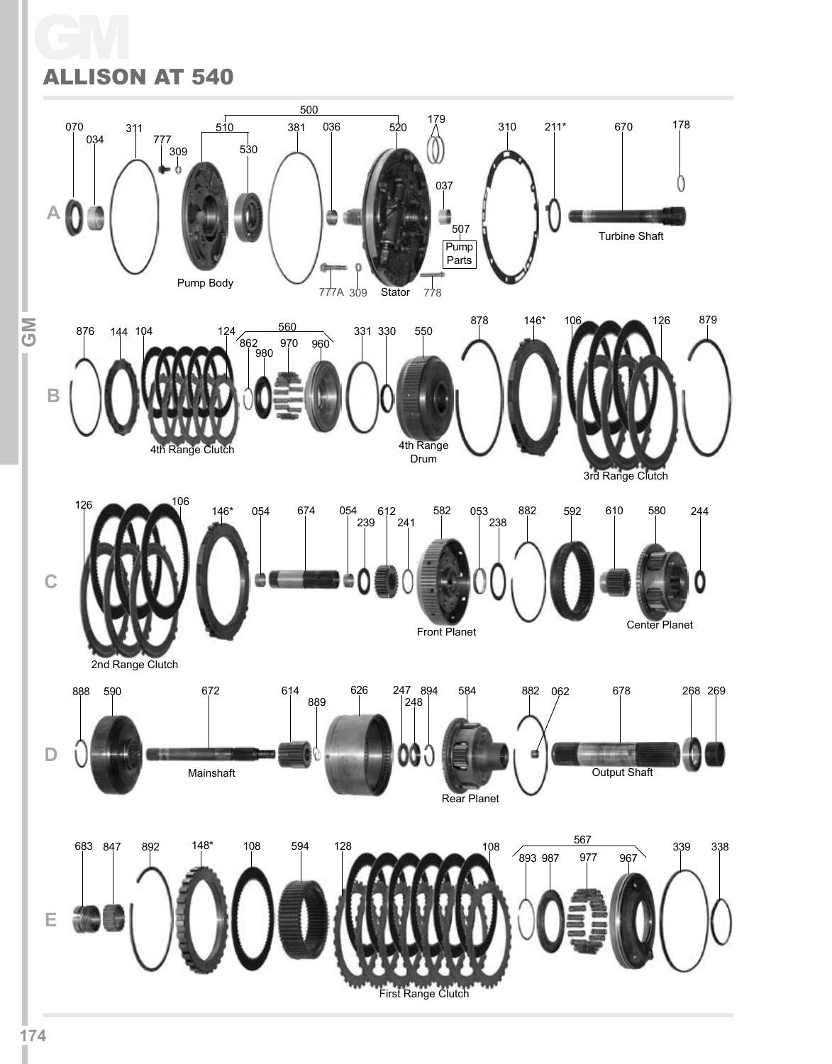# GM

## ALLISON AT 540

**A**

070 034 311 777 309 510 530 500 381 036 520 179 037 507 310 211* 670 178

Pump Body

777A 309 Stator 778

Pump Parts

Turbine Shaft

**B**

876 144 104 124 560 862 980 970 960 331 330 550 878 146* 106 126 879

4th Range Clutch

4th Range Drum

3rd Range Clutch

**C**

126 106 146* 054 674 054 239 612 241 582 053 238 882 592 610 580 244

2nd Range Clutch

Front Planet

Center Planet

**D**

888 590 672 614 889 626 247 248 894 584 882 062 678 268 269

Mainshaft

Rear Planet

Output Shaft

**E**

683 847 892 148* 108 594 128 108 567 893 987 977 967 339 338

First Range Clutch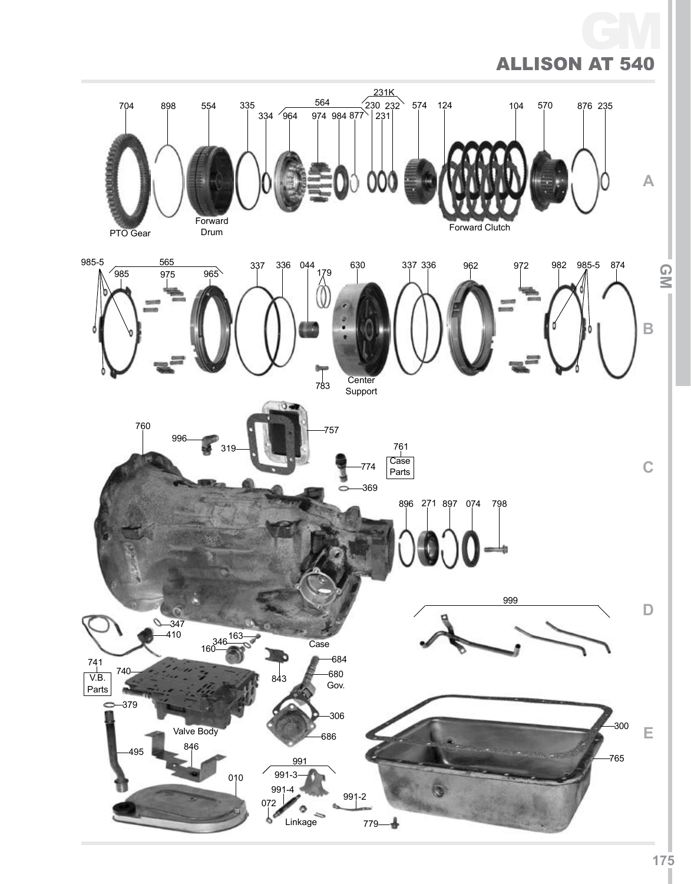# GM

## ALLISON AT 540

704 898 554 335 334 564 964 974 984 877 231K 230 232 231 574 124 104 570 876 235

PTO Gear

Forward Drum

Forward Clutch

A

985-5 565 985 975 965 337 336 044 179 630 337 336 962 972 982 985-5 874

783

Center Support

B

760 996 319 757 761 Case Parts 774 369

896 271 897 074 798

C

999

347 410 163 346 160 Case

D

741 V.B. Parts 740 843 684 680 Gov.

379 306

Valve Body 686 300

495 846 991 765

010 991-3 991-4 991-2 072 Linkage 779

E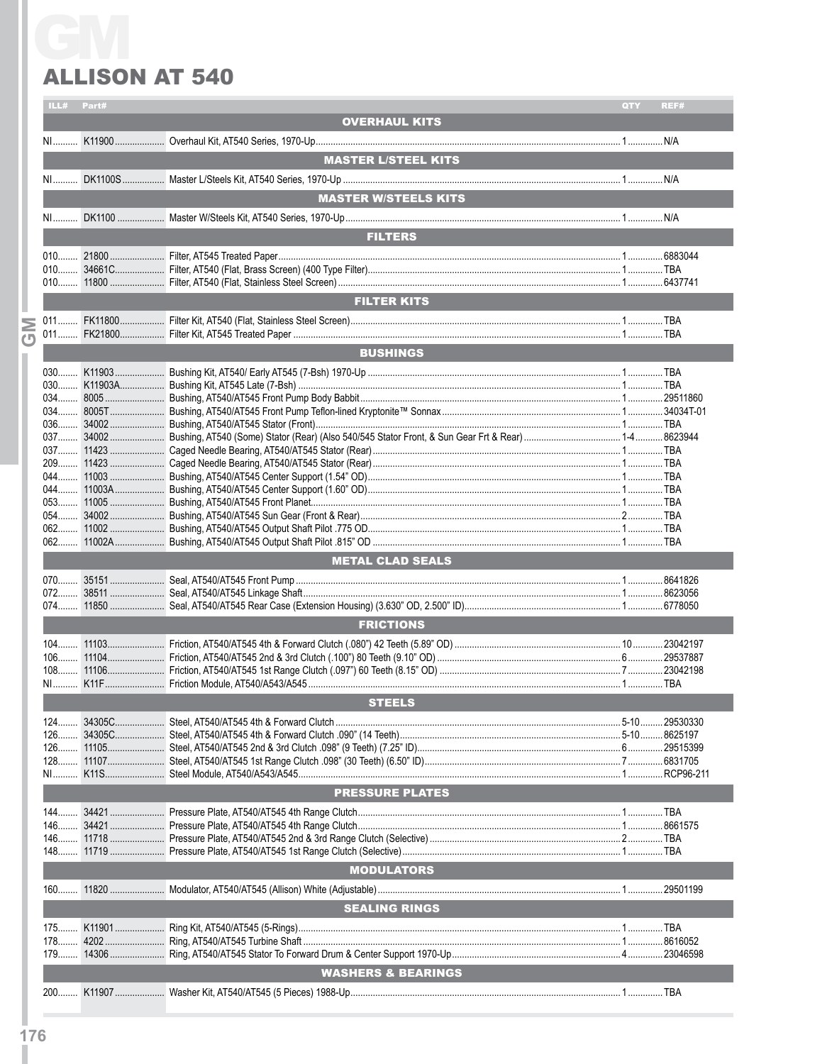# GM

## ALLISON AT 540

| ILL# | Part# | Description | QTY | REF# |
|---|---|---|---|---|
| | | **OVERHAUL KITS** | | |
| NI | K11900 | Overhaul Kit, AT540 Series, 1970-Up | 1 | N/A |
| | | **MASTER L/STEEL KITS** | | |
| NI | DK1100S | Master L/Steels Kit, AT540 Series, 1970-Up | 1 | N/A |
| | | **MASTER W/STEELS KITS** | | |
| NI | DK1100 | Master W/Steels Kit, AT540 Series, 1970-Up | 1 | N/A |
| | | **FILTERS** | | |
| 010 | 21800 | Filter, AT545 Treated Paper | 1 | 6883044 |
| 010 | 34661C | Filter, AT540 (Flat, Brass Screen) (400 Type Filter) | 1 | TBA |
| 010 | 11800 | Filter, AT540 (Flat, Stainless Steel Screen) | 1 | 6437741 |
| | | **FILTER KITS** | | |
| 011 | FK11800 | Filter Kit, AT540 (Flat, Stainless Steel Screen) | 1 | TBA |
| 011 | FK21800 | Filter Kit, AT545 Treated Paper | 1 | TBA |
| | | **BUSHINGS** | | |
| 030 | K11903 | Bushing Kit, AT540/ Early AT545 (7-Bsh) 1970-Up | 1 | TBA |
| 030 | K11903A | Bushing Kit, AT545 Late (7-Bsh) | 1 | TBA |
| 034 | 8005 | Bushing, AT540/AT545 Front Pump Body Babbit | 1 | 29511860 |
| 034 | 8005T | Bushing, AT540/AT545 Front Pump Teflon-lined Kryptonite™ Sonnax | 1 | 34034T-01 |
| 036 | 34002 | Bushing, AT540/AT545 Stator (Front) | 1 | TBA |
| 037 | 34002 | Bushing, AT540 (Some) Stator (Rear) (Also 540/545 Stator Front, & Sun Gear Frt & Rear) | 1-4 | 8623944 |
| 037 | 11423 | Caged Needle Bearing, AT540/AT545 Stator (Rear) | 1 | TBA |
| 209 | 11423 | Caged Needle Bearing, AT540/AT545 Stator (Rear) | 1 | TBA |
| 044 | 11003 | Bushing, AT540/AT545 Center Support (1.54" OD) | 1 | TBA |
| 044 | 11003A | Bushing, AT540/AT545 Center Support (1.60" OD) | 1 | TBA |
| 053 | 11005 | Bushing, AT540/AT545 Front Planet | 1 | TBA |
| 054 | 34002 | Bushing, AT540/AT545 Sun Gear (Front & Rear) | 2 | TBA |
| 062 | 11002 | Bushing, AT540/AT545 Output Shaft Pilot .775 OD | 1 | TBA |
| 062 | 11002A | Bushing, AT540/AT545 Output Shaft Pilot .815" OD | 1 | TBA |
| | | **METAL CLAD SEALS** | | |
| 070 | 35151 | Seal, AT540/AT545 Front Pump | 1 | 8641826 |
| 072 | 38511 | Seal, AT540/AT545 Linkage Shaft | 1 | 8623056 |
| 074 | 11850 | Seal, AT540/AT545 Rear Case (Extension Housing) (3.630" OD, 2.500" ID) | 1 | 6778050 |
| | | **FRICTIONS** | | |
| 104 | 11103 | Friction, AT540/AT545 4th & Forward Clutch (.080") 42 Teeth (5.89" OD) | 10 | 23042197 |
| 106 | 11104 | Friction, AT540/AT545 2nd & 3rd Clutch (.100") 80 Teeth (9.10" OD) | 6 | 29537887 |
| 108 | 11106 | Friction, AT540/AT545 1st Range Clutch (.097") 60 Teeth (8.15" OD) | 7 | 23042198 |
| NI | K11F | Friction Module, AT540/A543/A545 | 1 | TBA |
| | | **STEELS** | | |
| 124 | 34305C | Steel, AT540/AT545 4th & Forward Clutch | 5-10 | 29530330 |
| 126 | 34305C | Steel, AT540/AT545 4th & Forward Clutch .090" (14 Teeth) | 5-10 | 8625197 |
| 126 | 11105 | Steel, AT540/AT545 2nd & 3rd Clutch .098" (9 Teeth) (7.25" ID) | 6 | 29515399 |
| 128 | 11107 | Steel, AT540/AT545 1st Range Clutch .098" (30 Teeth) (6.50" ID) | 7 | 6831705 |
| NI | K11S | Steel Module, AT540/A543/A545 | 1 | RCP96-211 |
| | | **PRESSURE PLATES** | | |
| 144 | 34421 | Pressure Plate, AT540/AT545 4th Range Clutch | 1 | TBA |
| 146 | 34421 | Pressure Plate, AT540/AT545 4th Range Clutch | 1 | 8661575 |
| 146 | 11718 | Pressure Plate, AT540/AT545 2nd & 3rd Range Clutch (Selective) | 2 | TBA |
| 148 | 11719 | Pressure Plate, AT540/AT545 1st Range Clutch (Selective) | 1 | TBA |
| | | **MODULATORS** | | |
| 160 | 11820 | Modulator, AT540/AT545 (Allison) White (Adjustable) | 1 | 29501199 |
| | | **SEALING RINGS** | | |
| 175 | K11901 | Ring Kit, AT540/AT545 (5-Rings) | 1 | TBA |
| 178 | 4202 | Ring, AT540/AT545 Turbine Shaft | 1 | 8616052 |
| 179 | 14306 | Ring, AT540/AT545 Stator To Forward Drum & Center Support 1970-Up | 4 | 23046598 |
| | | **WASHERS & BEARINGS** | | |
| 200 | K11907 | Washer Kit, AT540/AT545 (5 Pieces) 1988-Up | 1 | TBA |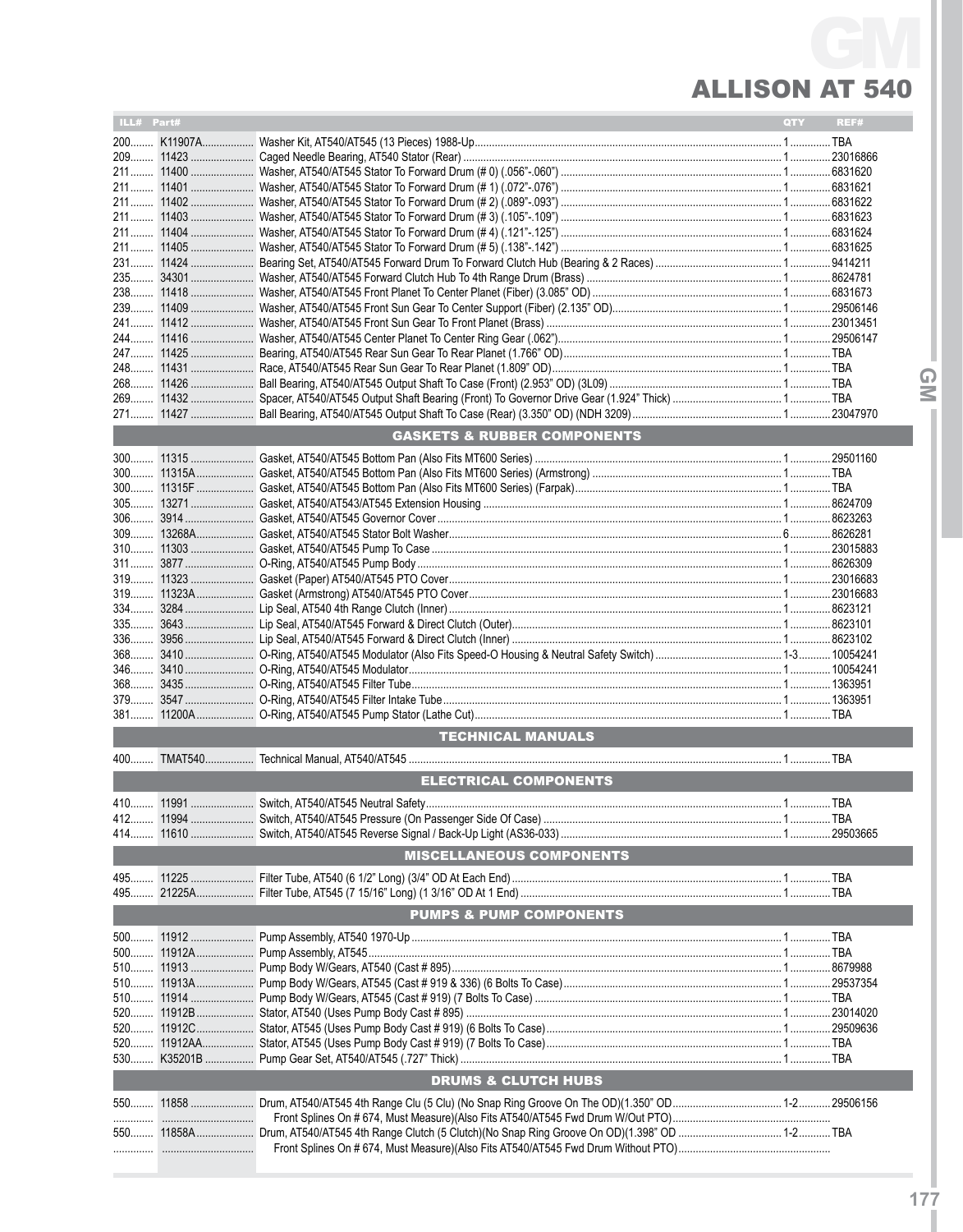# ALLISON AT 540

| ILL# | Part# | | QTY | REF# |
|---|---|---|---|---|
| 200 | K11907A | Washer Kit, AT540/AT545 (13 Pieces) 1988-Up | 1 | TBA |
| 209 | 11423 | Caged Needle Bearing, AT540 Stator (Rear) | 1 | 23016866 |
| 211 | 11400 | Washer, AT540/AT545 Stator To Forward Drum (# 0) (.056"-.060") | 1 | 6831620 |
| 211 | 11401 | Washer, AT540/AT545 Stator To Forward Drum (# 1) (.072"-.076") | 1 | 6831621 |
| 211 | 11402 | Washer, AT540/AT545 Stator To Forward Drum (# 2) (.089"-.093") | 1 | 6831622 |
| 211 | 11403 | Washer, AT540/AT545 Stator To Forward Drum (# 3) (.105"-.109") | 1 | 6831623 |
| 211 | 11404 | Washer, AT540/AT545 Stator To Forward Drum (# 4) (.121"-.125") | 1 | 6831624 |
| 211 | 11405 | Washer, AT540/AT545 Stator To Forward Drum (# 5) (.138"-.142") | 1 | 6831625 |
| 231 | 11424 | Bearing Set, AT540/AT545 Forward Drum To Forward Clutch Hub (Bearing & 2 Races) | 1 | 9414211 |
| 235 | 34301 | Washer, AT540/AT545 Forward Clutch Hub To 4th Range Drum (Brass) | 1 | 8624781 |
| 238 | 11418 | Washer, AT540/AT545 Front Planet To Center Planet (Fiber) (3.085" OD) | 1 | 6831673 |
| 239 | 11409 | Washer, AT540/AT545 Front Sun Gear To Center Support (Fiber) (2.135" OD) | 1 | 29506146 |
| 241 | 11412 | Washer, AT540/AT545 Front Sun Gear To Front Planet (Brass) | 1 | 23013451 |
| 244 | 11416 | Washer, AT540/AT545 Center Planet To Center Ring Gear (.062") | 1 | 29506147 |
| 247 | 11425 | Bearing, AT540/AT545 Rear Sun Gear To Rear Planet (1.766" OD) | 1 | TBA |
| 248 | 11431 | Race, AT540/AT545 Rear Sun Gear To Rear Planet (1.809" OD) | 1 | TBA |
| 268 | 11426 | Ball Bearing, AT540/AT545 Output Shaft To Case (Front) (2.953" OD) (3L09) | 1 | TBA |
| 269 | 11432 | Spacer, AT540/AT545 Output Shaft Bearing (Front) To Governor Drive Gear (1.924" Thick) | 1 | TBA |
| 271 | 11427 | Ball Bearing, AT540/AT545 Output Shaft To Case (Rear) (3.350" OD) (NDH 3209) | 1 | 23047970 |

## GASKETS & RUBBER COMPONENTS

| ILL# | Part# | | QTY | REF# |
|---|---|---|---|---|
| 300 | 11315 | Gasket, AT540/AT545 Bottom Pan (Also Fits MT600 Series) | 1 | 29501160 |
| 300 | 11315A | Gasket, AT540/AT545 Bottom Pan (Also Fits MT600 Series) (Armstrong) | 1 | TBA |
| 300 | 11315F | Gasket, AT540/AT545 Bottom Pan (Also Fits MT600 Series) (Farpak) | 1 | TBA |
| 305 | 13271 | Gasket, AT540/AT543/AT545 Extension Housing | 1 | 8624709 |
| 306 | 3914 | Gasket, AT540/AT545 Governor Cover | 1 | 8623263 |
| 309 | 13268A | Gasket, AT540/AT545 Stator Bolt Washer | 6 | 8626281 |
| 310 | 11303 | Gasket, AT540/AT545 Pump To Case | 1 | 23015883 |
| 311 | 3877 | O-Ring, AT540/AT545 Pump Body | 1 | 8626309 |
| 319 | 11323 | Gasket (Paper) AT540/AT545 PTO Cover | 1 | 23016683 |
| 319 | 11323A | Gasket (Armstrong) AT540/AT545 PTO Cover | 1 | 23016683 |
| 334 | 3284 | Lip Seal, AT540 4th Range Clutch (Inner) | 1 | 8623121 |
| 335 | 3643 | Lip Seal, AT540/AT545 Forward & Direct Clutch (Outer) | 1 | 8623101 |
| 336 | 3956 | Lip Seal, AT540/AT545 Forward & Direct Clutch (Inner) | 1 | 8623102 |
| 368 | 3410 | O-Ring, AT540/AT545 Modulator (Also Fits Speed-O Housing & Neutral Safety Switch) | 1-3 | 10054241 |
| 346 | 3410 | O-Ring, AT540/AT545 Modulator | 1 | 10054241 |
| 368 | 3435 | O-Ring, AT540/AT545 Filter Tube | 1 | 1363951 |
| 379 | 3547 | O-Ring, AT540/AT545 Filter Intake Tube | 1 | 1363951 |
| 381 | 11200A | O-Ring, AT540/AT545 Pump Stator (Lathe Cut) | 1 | TBA |

## TECHNICAL MANUALS

| ILL# | Part# | | QTY | REF# |
|---|---|---|---|---|
| 400 | TMAT540 | Technical Manual, AT540/AT545 | 1 | TBA |

## ELECTRICAL COMPONENTS

| ILL# | Part# | | QTY | REF# |
|---|---|---|---|---|
| 410 | 11991 | Switch, AT540/AT545 Neutral Safety | 1 | TBA |
| 412 | 11994 | Switch, AT540/AT545 Pressure (On Passenger Side Of Case) | 1 | TBA |
| 414 | 11610 | Switch, AT540/AT545 Reverse Signal / Back-Up Light (AS36-033) | 1 | 29503665 |

## MISCELLANEOUS COMPONENTS

| ILL# | Part# | | QTY | REF# |
|---|---|---|---|---|
| 495 | 11225 | Filter Tube, AT540 (6 1/2" Long) (3/4" OD At Each End) | 1 | TBA |
| 495 | 21225A | Filter Tube, AT545 (7 15/16" Long) (1 3/16" OD At 1 End) | 1 | TBA |

## PUMPS & PUMP COMPONENTS

| ILL# | Part# | | QTY | REF# |
|---|---|---|---|---|
| 500 | 11912 | Pump Assembly, AT540 1970-Up | 1 | TBA |
| 500 | 11912A | Pump Assembly, AT545 | 1 | TBA |
| 510 | 11913 | Pump Body W/Gears, AT540 (Cast # 895) | 1 | 8679988 |
| 510 | 11913A | Pump Body W/Gears, AT545 (Cast # 919 & 336) (6 Bolts To Case) | 1 | 29537354 |
| 510 | 11914 | Pump Body W/Gears, AT545 (Cast # 919) (7 Bolts To Case) | 1 | TBA |
| 520 | 11912B | Stator, AT540 (Uses Pump Body Cast # 895) | 1 | 23014020 |
| 520 | 11912C | Stator, AT545 (Uses Pump Body Cast # 919) (6 Bolts To Case) | 1 | 29509636 |
| 520 | 11912AA | Stator, AT545 (Uses Pump Body Cast # 919) (7 Bolts To Case) | 1 | TBA |
| 530 | K35201B | Pump Gear Set, AT540/AT545 (.727" Thick) | 1 | TBA |

## DRUMS & CLUTCH HUBS

| ILL# | Part# | | QTY | REF# |
|---|---|---|---|---|
| 550 | 11858 | Drum, AT540/AT545 4th Range Clu (5 Clu) (No Snap Ring Groove On The OD)(1.350" OD Front Splines On # 674, Must Measure)(Also Fits AT540/AT545 Fwd Drum W/Out PTO) | 1-2 | 29506156 |
| 550 | 11858A | Drum, AT540/AT545 4th Range Clutch (5 Clutch)(No Snap Ring Groove On OD)(1.398" OD Front Splines On # 674, Must Measure)(Also Fits AT540/AT545 Fwd Drum Without PTO) | 1-2 | TBA |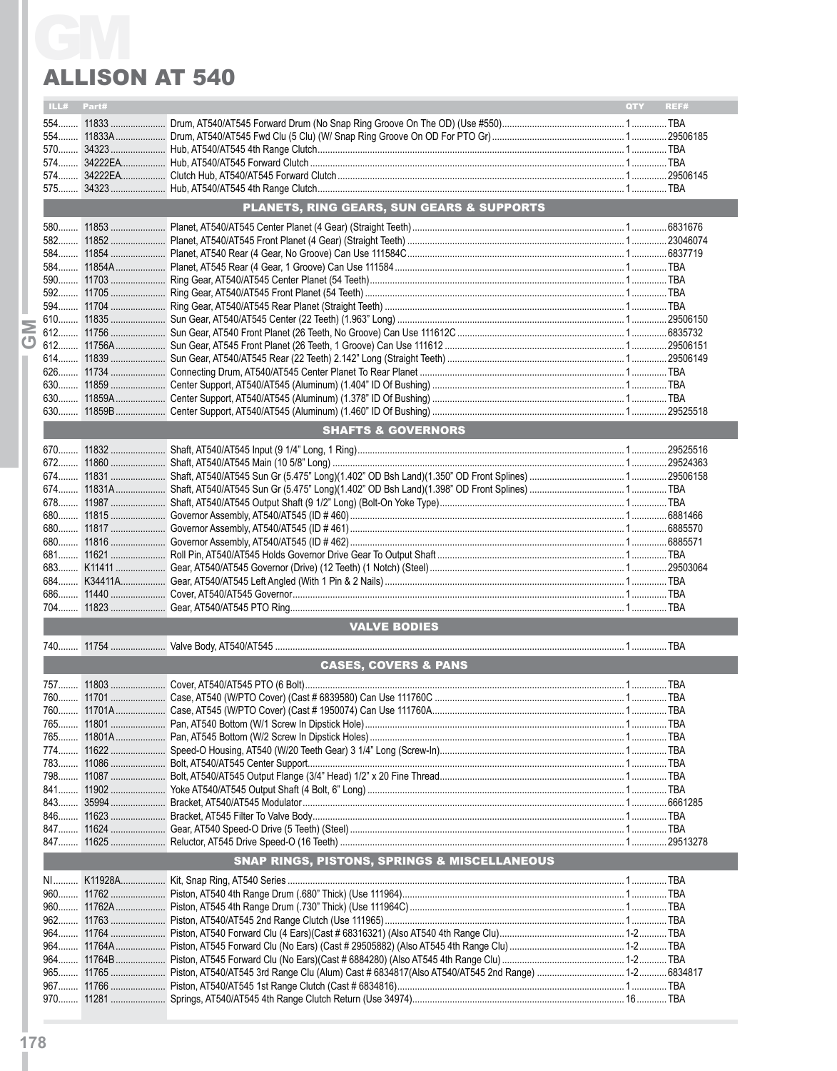# ALLISON AT 540

| ILL# | Part# | | QTY | REF# |
|---|---|---|---|---|
| 554 | 11833 | Drum, AT540/AT545 Forward Drum (No Snap Ring Groove On The OD) (Use #550) | 1 | TBA |
| 554 | 11833A | Drum, AT540/AT545 Fwd Clu (5 Clu) (W/ Snap Ring Groove On OD For PTO Gr) | 1 | 29506185 |
| 570 | 34323 | Hub, AT540/AT545 4th Range Clutch | 1 | TBA |
| 574 | 34222EA | Hub, AT540/AT545 Forward Clutch | 1 | TBA |
| 574 | 34222EA | Clutch Hub, AT540/AT545 Forward Clutch | 1 | 29506145 |
| 575 | 34323 | Hub, AT540/AT545 4th Range Clutch | 1 | TBA |
| **PLANETS, RING GEARS, SUN GEARS & SUPPORTS** | | | | |
| 580 | 11853 | Planet, AT540/AT545 Center Planet (4 Gear) (Straight Teeth) | 1 | 6831676 |
| 582 | 11852 | Planet, AT540/AT545 Front Planet (4 Gear) (Straight Teeth) | 1 | 23046074 |
| 584 | 11854 | Planet, AT540 Rear (4 Gear, No Groove) Can Use 111584C | 1 | 6837719 |
| 584 | 11854A | Planet, AT545 Rear (4 Gear, 1 Groove) Can Use 111584 | 1 | TBA |
| 590 | 11703 | Ring Gear, AT540/AT545 Center Planet (54 Teeth) | 1 | TBA |
| 592 | 11705 | Ring Gear, AT540/AT545 Front Planet (54 Teeth) | 1 | TBA |
| 594 | 11704 | Ring Gear, AT540/AT545 Rear Planet (Straight Teeth) | 1 | TBA |
| 610 | 11835 | Sun Gear, AT540/AT545 Center (22 Teeth) (1.963" Long) | 1 | 29506150 |
| 612 | 11756 | Sun Gear, AT540 Front Planet (26 Teeth, No Groove) Can Use 111612C | 1 | 6835732 |
| 612 | 11756A | Sun Gear, AT545 Front Planet (26 Teeth, 1 Groove) Can Use 111612 | 1 | 29506151 |
| 614 | 11839 | Sun Gear, AT540/AT545 Rear (22 Teeth) 2.142" Long (Straight Teeth) | 1 | 29506149 |
| 626 | 11734 | Connecting Drum, AT540/AT545 Center Planet To Rear Planet | 1 | TBA |
| 630 | 11859 | Center Support, AT540/AT545 (Aluminum) (1.404" ID Of Bushing) | 1 | TBA |
| 630 | 11859A | Center Support, AT540/AT545 (Aluminum) (1.378" ID Of Bushing) | 1 | TBA |
| 630 | 11859B | Center Support, AT540/AT545 (Aluminum) (1.460" ID Of Bushing) | 1 | 29525518 |
| **SHAFTS & GOVERNORS** | | | | |
| 670 | 11832 | Shaft, AT540/AT545 Input (9 1/4" Long, 1 Ring) | 1 | 29525516 |
| 672 | 11860 | Shaft, AT540/AT545 Main (10 5/8" Long) | 1 | 29524363 |
| 674 | 11831 | Shaft, AT540/AT545 Sun Gr (5.475" Long)(1.402" OD Bsh Land)(1.350" OD Front Splines) | 1 | 29506158 |
| 674 | 11831A | Shaft, AT540/AT545 Sun Gr (5.475" Long)(1.402" OD Bsh Land)(1.398" OD Front Splines) | 1 | TBA |
| 678 | 11987 | Shaft, AT540/AT545 Output Shaft (9 1/2" Long) (Bolt-On Yoke Type) | 1 | TBA |
| 680 | 11815 | Governor Assembly, AT540/AT545 (ID # 460) | 1 | 6881466 |
| 680 | 11817 | Governor Assembly, AT540/AT545 (ID # 461) | 1 | 6885570 |
| 680 | 11816 | Governor Assembly, AT540/AT545 (ID # 462) | 1 | 6885571 |
| 681 | 11621 | Roll Pin, AT540/AT545 Holds Governor Drive Gear To Output Shaft | 1 | TBA |
| 683 | K11411 | Gear, AT540/AT545 Governor (Drive) (12 Teeth) (1 Notch) (Steel) | 1 | 29503064 |
| 684 | K34411A | Gear, AT540/AT545 Left Angled (With 1 Pin & 2 Nails) | 1 | TBA |
| 686 | 11440 | Cover, AT540/AT545 Governor | 1 | TBA |
| 704 | 11823 | Gear, AT540/AT545 PTO Ring | 1 | TBA |
| **VALVE BODIES** | | | | |
| 740 | 11754 | Valve Body, AT540/AT545 | 1 | TBA |
| **CASES, COVERS & PANS** | | | | |
| 757 | 11803 | Cover, AT540/AT545 PTO (6 Bolt) | 1 | TBA |
| 760 | 11701 | Case, AT540 (W/PTO Cover) (Cast # 6839580) Can Use 111760C | 1 | TBA |
| 760 | 11701A | Case, AT545 (W/PTO Cover) (Cast # 1950074) Can Use 111760A | 1 | TBA |
| 765 | 11801 | Pan, AT540 Bottom (W/1 Screw In Dipstick Hole) | 1 | TBA |
| 765 | 11801A | Pan, AT545 Bottom (W/2 Screw In Dipstick Holes) | 1 | TBA |
| 774 | 11622 | Speed-O Housing, AT540 (W/20 Teeth Gear) 3 1/4" Long (Screw-In) | 1 | TBA |
| 783 | 11086 | Bolt, AT540/AT545 Center Support | 1 | TBA |
| 798 | 11087 | Bolt, AT540/AT545 Output Flange (3/4" Head) 1/2" x 20 Fine Thread | 1 | TBA |
| 841 | 11902 | Yoke AT540/AT545 Output Shaft (4 Bolt, 6" Long) | 1 | TBA |
| 843 | 35994 | Bracket, AT540/AT545 Modulator | 1 | 6661285 |
| 846 | 11623 | Bracket, AT545 Filter To Valve Body | 1 | TBA |
| 847 | 11624 | Gear, AT540 Speed-O Drive (5 Teeth) (Steel) | 1 | TBA |
| 847 | 11625 | Reluctor, AT545 Drive Speed-O (16 Teeth) | 1 | 29513278 |
| **SNAP RINGS, PISTONS, SPRINGS & MISCELLANEOUS** | | | | |
| NI | K11928A | Kit, Snap Ring, AT540 Series | 1 | TBA |
| 960 | 11762 | Piston, AT540 4th Range Drum (.680" Thick) (Use 111964) | 1 | TBA |
| 960 | 11762A | Piston, AT545 4th Range Drum (.730" Thick) (Use 111964C) | 1 | TBA |
| 962 | 11763 | Piston, AT540/AT545 2nd Range Clutch (Use 111965) | 1 | TBA |
| 964 | 11764 | Piston, AT540 Forward Clu (4 Ears)(Cast # 68316321) (Also AT540 4th Range Clu) | 1-2 | TBA |
| 964 | 11764A | Piston, AT545 Forward Clu (No Ears) (Cast # 29505882) (Also AT545 4th Range Clu) | 1-2 | TBA |
| 964 | 11764B | Piston, AT545 Forward Clu (No Ears)(Cast # 6884280) (Also AT545 4th Range Clu) | 1-2 | TBA |
| 965 | 11765 | Piston, AT540/AT545 3rd Range Clu (Alum) Cast # 6834817(Also AT540/AT545 2nd Range) | 1-2 | 6834817 |
| 967 | 11766 | Piston, AT540/AT545 1st Range Clutch (Cast # 6834816) | 1 | TBA |
| 970 | 11281 | Springs, AT540/AT545 4th Range Clutch Return (Use 34974) | 16 | TBA |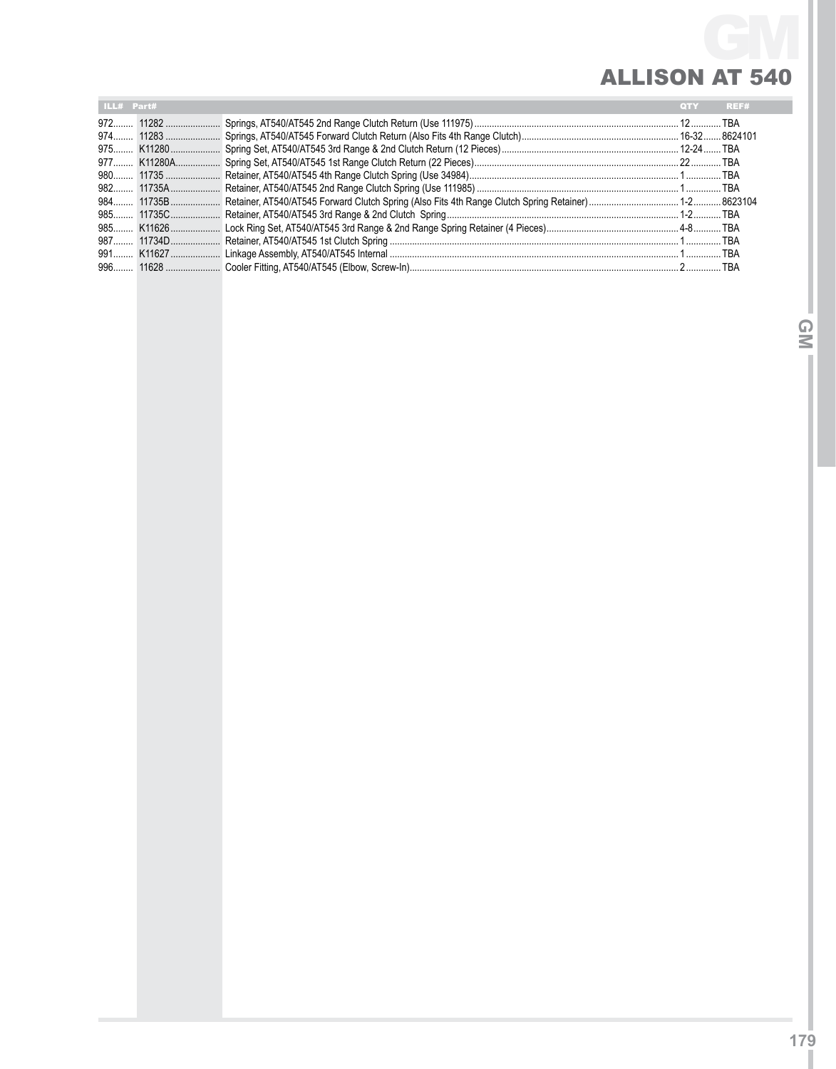# ALLISON AT 540

| ILL# | Part# | | QTY | REF# |
|---|---|---|---|---|
| 972 | 11282 | Springs, AT540/AT545 2nd Range Clutch Return (Use 111975) | 12 | TBA |
| 974 | 11283 | Springs, AT540/AT545 Forward Clutch Return (Also Fits 4th Range Clutch) | 16-32 | 8624101 |
| 975 | K11280 | Spring Set, AT540/AT545 3rd Range & 2nd Clutch Return (12 Pieces) | 12-24 | TBA |
| 977 | K11280A | Spring Set, AT540/AT545 1st Range Clutch Return (22 Pieces) | 22 | TBA |
| 980 | 11735 | Retainer, AT540/AT545 4th Range Clutch Spring (Use 34984) | 1 | TBA |
| 982 | 11735A | Retainer, AT540/AT545 2nd Range Clutch Spring (Use 111985) | 1 | TBA |
| 984 | 11735B | Retainer, AT540/AT545 Forward Clutch Spring (Also Fits 4th Range Clutch Spring Retainer) | 1-2 | 8623104 |
| 985 | 11735C | Retainer, AT540/AT545 3rd Range & 2nd Clutch Spring | 1-2 | TBA |
| 985 | K11626 | Lock Ring Set, AT540/AT545 3rd Range & 2nd Range Spring Retainer (4 Pieces) | 4-8 | TBA |
| 987 | 11734D | Retainer, AT540/AT545 1st Clutch Spring | 1 | TBA |
| 991 | K11627 | Linkage Assembly, AT540/AT545 Internal | 1 | TBA |
| 996 | 11628 | Cooler Fitting, AT540/AT545 (Elbow, Screw-In) | 2 | TBA |